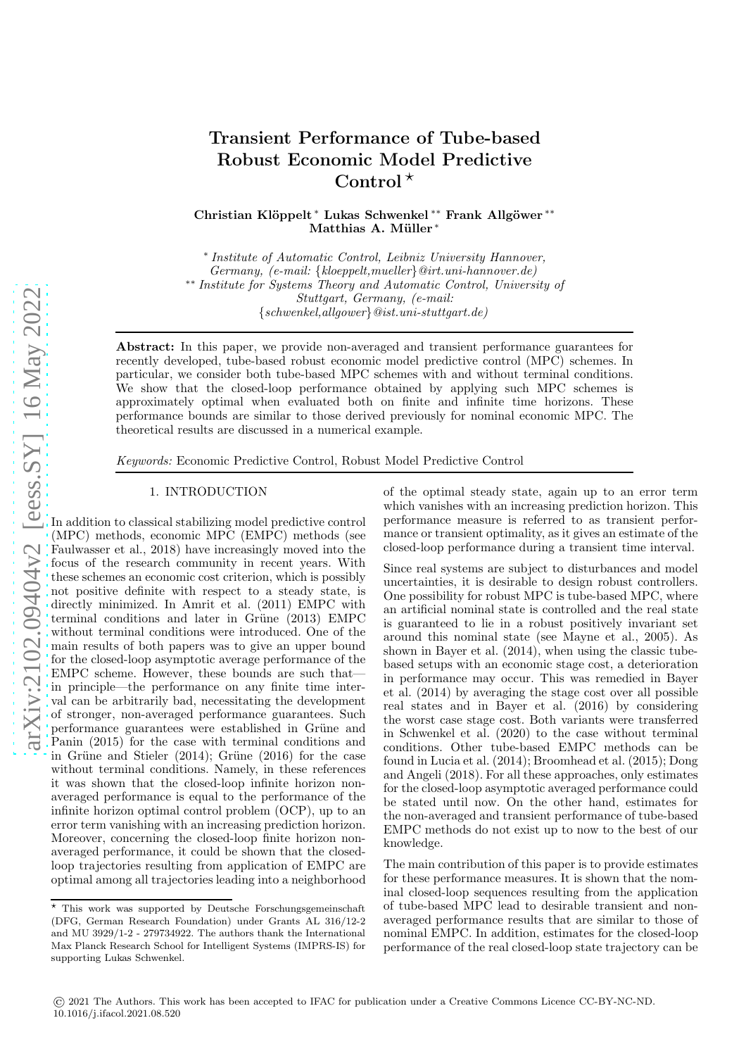# Transient Performance of Tube-based Robust Economic Model Predictive Control ⋆

**Christian Klöppelt [*] Lukas Schwenkel [**] Frank Allgöwer [**] Matthias A. Müller [*]**

[*] *Institute of Automatic Control, Leibniz University Hannover, Germany, (e-mail: {kloeppelt,mueller}@irt.uni-hannover.de)*

[**] *Institute for Systems Theory and Automatic Control, University of Stuttgart, Germany, (e-mail: {schwenkel,allgower}@ist.uni-stuttgart.de)*

**Abstract:** In this paper, we provide non-averaged and transient performance guarantees for recently developed, tube-based robust economic model predictive control (MPC) schemes. In particular, we consider both tube-based MPC schemes with and without terminal conditions. We show that the closed-loop performance obtained by applying such MPC schemes is approximately optimal when evaluated both on finite and infinite time horizons. These performance bounds are similar to those derived previously for nominal economic MPC. The theoretical results are discussed in a numerical example.

*Keywords:* Economic Predictive Control, Robust Model Predictive Control

## 1. INTRODUCTION

In addition to classical stabilizing model predictive control (MPC) methods, economic MPC (EMPC) methods (see Faulwasser et al., 2018) have increasingly moved into the focus of the research community in recent years. With these schemes an economic cost criterion, which is possibly not positive definite with respect to a steady state, is directly minimized. In Amrit et al. (2011) EMPC with terminal conditions and later in Grüne (2013) EMPC without terminal conditions were introduced. One of the main results of both papers was to give an upper bound for the closed-loop asymptotic average performance of the EMPC scheme. However, these bounds are such that—in principle—the performance on any finite time interval can be arbitrarily bad, necessitating the development of stronger, non-averaged performance guarantees. Such performance guarantees were established in Grüne and Panin (2015) for the case with terminal conditions and in Grüne and Stieler (2014); Grüne (2016) for the case without terminal conditions. Namely, in these references it was shown that the closed-loop infinite horizon non-averaged performance is equal to the performance of the infinite horizon optimal control problem (OCP), up to an error term vanishing with an increasing prediction horizon. Moreover, concerning the closed-loop finite horizon non-averaged performance, it could be shown that the closed-loop trajectories resulting from application of EMPC are optimal among all trajectories leading into a neighborhood of the optimal steady state, again up to an error term which vanishes with an increasing prediction horizon. This performance measure is referred to as transient performance or transient optimality, as it gives an estimate of the closed-loop performance during a transient time interval.

Since real systems are subject to disturbances and model uncertainties, it is desirable to design robust controllers. One possibility for robust MPC is tube-based MPC, where an artificial nominal state is controlled and the real state is guaranteed to lie in a robust positively invariant set around this nominal state (see Mayne et al., 2005). As shown in Bayer et al. (2014), when using the classic tube-based setups with an economic stage cost, a deterioration in performance may occur. This was remedied in Bayer et al. (2014) by averaging the stage cost over all possible real states and in Bayer et al. (2016) by considering the worst case stage cost. Both variants were transferred in Schwenkel et al. (2020) to the case without terminal conditions. Other tube-based EMPC methods can be found in Lucia et al. (2014); Broomhead et al. (2015); Dong and Angeli (2018). For all these approaches, only estimates for the closed-loop asymptotic averaged performance could be stated until now. On the other hand, estimates for the non-averaged and transient performance of tube-based EMPC methods do not exist up to now to the best of our knowledge.

The main contribution of this paper is to provide estimates for these performance measures. It is shown that the nominal closed-loop sequences resulting from the application of tube-based MPC lead to desirable transient and non-averaged performance results that are similar to those of nominal EMPC. In addition, estimates for the closed-loop performance of the real closed-loop state trajectory can be

⋆ This work was supported by Deutsche Forschungsgemeinschaft (DFG, German Research Foundation) under Grants AL 316/12-2 and MU 3929/1-2 - 279734922. The authors thank the International Max Planck Research School for Intelligent Systems (IMPRS-IS) for supporting Lukas Schwenkel.

© 2021 The Authors. This work has been accepted to IFAC for publication under a Creative Commons Licence CC-BY-NC-ND. 10.1016/j.ifacol.2021.08.520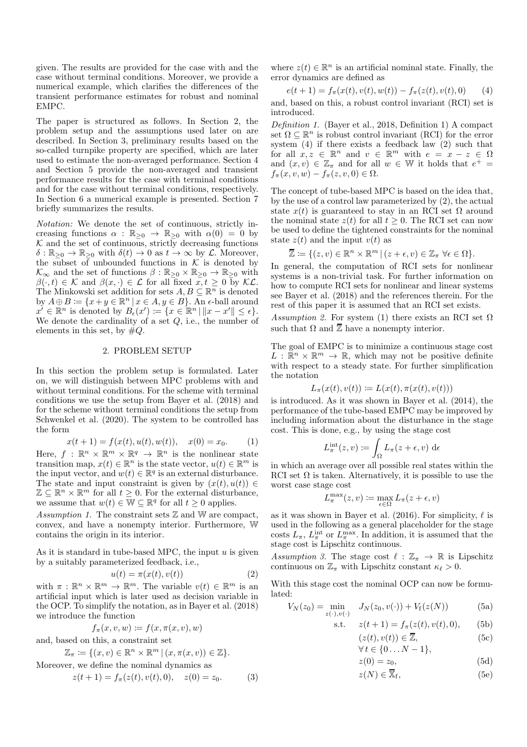given. The results are provided for the case with and the case without terminal conditions. Moreover, we provide a numerical example, which clarifies the differences of the transient performance estimates for robust and nominal EMPC.

The paper is structured as follows. In Section 2, the problem setup and the assumptions used later on are described. In Section 3, preliminary results based on the so-called turnpike property are specified, which are later used to estimate the non-averaged performance. Section 4 and Section 5 provide the non-averaged and transient performance results for the case with terminal conditions and for the case without terminal conditions, respectively. In Section 6 a numerical example is presented. Section 7 briefly summarizes the results.

*Notation:* We denote the set of continuous, strictly increasing functions $\alpha : \mathbb{R}_{\geq 0} \to \mathbb{R}_{\geq 0}$ with $\alpha(0) = 0$ by $\mathcal{K}$ and the set of continuous, strictly decreasing functions $\delta : \mathbb{R}_{\geq 0} \to \mathbb{R}_{\geq 0}$ with $\delta(t) \to 0$ as $t \to \infty$ by $\mathcal{L}$. Moreover, the subset of unbounded functions in $\mathcal{K}$ is denoted by $\mathcal{K}_\infty$ and the set of functions $\beta : \mathbb{R}_{\geq 0} \times \mathbb{R}_{\geq 0} \to \mathbb{R}_{\geq 0}$ with $\beta(\cdot, t) \in \mathcal{K}$ and $\beta(x, \cdot) \in \mathcal{L}$ for all fixed $x, t \geq 0$ by $\mathcal{KL}$. The Minkowski sum addition for sets $A, B \subseteq \mathbb{R}^n$ is denoted by $A \oplus B := \{x + y \in \mathbb{R}^n \,|\, x \in A, y \in B\}$. An $\epsilon$-ball around $x' \in \mathbb{R}^n$ is denoted by $B_\epsilon(x') := \{x \in \mathbb{R}^n \,|\, \|x - x'\| \leq \epsilon\}$. We denote the cardinality of a set $Q$, i.e., the number of elements in this set, by $\#Q$.

## 2. PROBLEM SETUP

In this section the problem setup is formulated. Later on, we will distinguish between MPC problems with and without terminal conditions. For the scheme with terminal conditions we use the setup from Bayer et al. (2018) and for the scheme without terminal conditions the setup from Schwenkel et al. (2020). The system to be controlled has the form

$$x(t+1) = f(x(t), u(t), w(t)), \quad x(0) = x_0. \tag{1}$$

Here, $f : \mathbb{R}^n \times \mathbb{R}^m \times \mathbb{R}^q \to \mathbb{R}^n$ is the nonlinear state transition map, $x(t) \in \mathbb{R}^n$ is the state vector, $u(t) \in \mathbb{R}^m$ is the input vector, and $w(t) \in \mathbb{R}^q$ is an external disturbance. The state and input constraint is given by $(x(t), u(t)) \in \mathbb{Z} \subseteq \mathbb{R}^n \times \mathbb{R}^m$ for all $t \geq 0$. For the external disturbance, we assume that $w(t) \in \mathbb{W} \subseteq \mathbb{R}^q$ for all $t \geq 0$ applies.

*Assumption 1.* The constraint sets $\mathbb{Z}$ and $\mathbb{W}$ are compact, convex, and have a nonempty interior. Furthermore, $\mathbb{W}$ contains the origin in its interior.

As it is standard in tube-based MPC, the input $u$ is given by a suitably parameterized feedback, i.e.,

$$u(t) = \pi(x(t), v(t)) \tag{2}$$

with $\pi : \mathbb{R}^n \times \mathbb{R}^m \to \mathbb{R}^m$. The variable $v(t) \in \mathbb{R}^m$ is an artificial input which is later used as decision variable in the OCP. To simplify the notation, as in Bayer et al. (2018) we introduce the function

$$f_\pi(x, v, w) := f(x, \pi(x, v), w)$$

and, based on this, a constraint set

$$\mathbb{Z}_\pi := \{(x, v) \in \mathbb{R}^n \times \mathbb{R}^m \,|\, (x, \pi(x, v)) \in \mathbb{Z}\}.$$

Moreover, we define the nominal dynamics as

$$z(t+1) = f_\pi(z(t), v(t), 0), \quad z(0) = z_0. \tag{3}$$

where $z(t) \in \mathbb{R}^n$ is an artificial nominal state. Finally, the error dynamics are defined as

$$e(t+1) = f_\pi(x(t), v(t), w(t)) - f_\pi(z(t), v(t), 0) \tag{4}$$

and, based on this, a robust control invariant (RCI) set is introduced.

*Definition 1.* (Bayer et al., 2018, Definition 1) A compact set $\Omega \subseteq \mathbb{R}^n$ is robust control invariant (RCI) for the error system (4) if there exists a feedback law (2) such that for all $x, z \in \mathbb{R}^n$ and $v \in \mathbb{R}^m$ with $e = x - z \in \Omega$ and $(x, v) \in \mathbb{Z}_\pi$ and for all $w \in \mathbb{W}$ it holds that $e^+ = f_\pi(x, v, w) - f_\pi(z, v, 0) \in \Omega$.

The concept of tube-based MPC is based on the idea that, by the use of a control law parameterized by (2), the actual state $x(t)$ is guaranteed to stay in an RCI set $\Omega$ around the nominal state $z(t)$ for all $t \geq 0$. The RCI set can now be used to define the tightened constraints for the nominal state $z(t)$ and the input $v(t)$ as

$$\overline{\mathbb{Z}} := \{(z, v) \in \mathbb{R}^n \times \mathbb{R}^m \,|\, (z + \epsilon, v) \in \mathbb{Z}_\pi \ \forall \epsilon \in \Omega\}.$$

In general, the computation of RCI sets for nonlinear systems is a non-trivial task. For further information on how to compute RCI sets for nonlinear and linear systems see Bayer et al. (2018) and the references therein. For the rest of this paper it is assumed that an RCI set exists.

*Assumption 2.* For system (1) there exists an RCI set $\Omega$ such that $\Omega$ and $\overline{\mathbb{Z}}$ have a nonempty interior.

The goal of EMPC is to minimize a continuous stage cost $L : \mathbb{R}^n \times \mathbb{R}^m \to \mathbb{R}$, which may not be positive definite with respect to a steady state. For further simplification the notation

$$L_\pi(x(t), v(t)) := L(x(t), \pi(x(t), v(t)))$$

is introduced. As it was shown in Bayer et al. (2014), the performance of the tube-based EMPC may be improved by including information about the disturbance in the stage cost. This is done, e.g., by using the stage cost

$$L_\pi^{\text{int}}(z, v) := \int_\Omega L_\pi(z + \epsilon, v) \, \mathrm{d}\epsilon$$

in which an average over all possible real states within the RCI set $\Omega$ is taken. Alternatively, it is possible to use the worst case stage cost

$$L_\pi^{\max}(z, v) := \max_{\epsilon \in \Omega} L_\pi(z + \epsilon, v)$$

as it was shown in Bayer et al. (2016). For simplicity, $\ell$ is used in the following as a general placeholder for the stage costs $L_\pi$, $L_\pi^{\text{int}}$ or $L_\pi^{\max}$. In addition, it is assumed that the stage cost is Lipschitz continuous.

*Assumption 3.* The stage cost $\ell : \mathbb{Z}_\pi \to \mathbb{R}$ is Lipschitz continuous on $\mathbb{Z}_\pi$ with Lipschitz constant $\kappa_\ell > 0$.

With this stage cost the nominal OCP can now be formulated:

$$V_N(z_0) = \min_{z(\cdot), v(\cdot)} \quad J_N(z_0, v(\cdot)) + V_f(z(N)) \tag{5a}$$

$$\text{s.t.} \quad z(t+1) = f_\pi(z(t), v(t), 0), \tag{5b}$$

$$(z(t), v(t)) \in \overline{\mathbb{Z}}, \tag{5c}$$

$$\forall\, t \in \{0 \ldots N-1\},$$

$$z(0) = z_0, \tag{5d}$$

$$z(N) \in \overline{\mathbb{X}}_f, \tag{5e}$$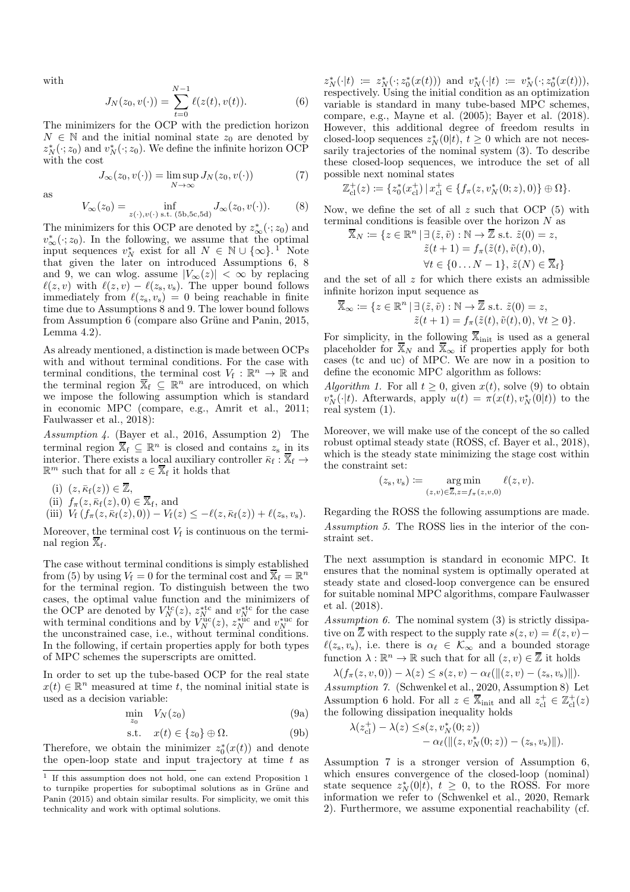with

$$J_N(z_0, v(\cdot)) = \sum_{t=0}^{N-1} \ell(z(t), v(t)). \tag{6}$$

The minimizers for the OCP with the prediction horizon $N \in \mathbb{N}$ and the initial nominal state $z_0$ are denoted by $z_N^*(\cdot; z_0)$ and $v_N^*(\cdot; z_0)$. We define the infinite horizon OCP with the cost

$$J_\infty(z_0, v(\cdot)) = \limsup_{N\to\infty} J_N(z_0, v(\cdot)) \tag{7}$$

as

$$V_\infty(z_0) = \inf_{z(\cdot),v(\cdot) \text{ s.t. (5b,5c,5d)}} J_\infty(z_0, v(\cdot)). \tag{8}$$

The minimizers for this OCP are denoted by $z_\infty^*(\cdot; z_0)$ and $v_\infty^*(\cdot; z_0)$. In the following, we assume that the optimal input sequences $v_N^*$ exist for all $N \in \mathbb{N} \cup \{\infty\}$.[1] Note that given the later on introduced Assumptions 6, 8 and 9, we can wlog. assume $|V_\infty(z)| < \infty$ by replacing $\ell(z, v)$ with $\ell(z, v) - \ell(z_s, v_s)$. The upper bound follows immediately from $\ell(z_s, v_s) = 0$ being reachable in finite time due to Assumptions 8 and 9. The lower bound follows from Assumption 6 (compare also Grüne and Panin, 2015, Lemma 4.2).

As already mentioned, a distinction is made between OCPs with and without terminal conditions. For the case with terminal conditions, the terminal cost $V_f : \mathbb{R}^n \to \mathbb{R}$ and the terminal region $\overline{\mathbb{X}}_f \subseteq \mathbb{R}^n$ are introduced, on which we impose the following assumption which is standard in economic MPC (compare, e.g., Amrit et al., 2011; Faulwasser et al., 2018):

*Assumption 4.* (Bayer et al., 2016, Assumption 2) The terminal region $\overline{\mathbb{X}}_f \subseteq \mathbb{R}^n$ is closed and contains $z_s$ in its interior. There exists a local auxiliary controller $\bar{\kappa}_f : \overline{\mathbb{X}}_f \to \mathbb{R}^m$ such that for all $z \in \overline{\mathbb{X}}_f$ it holds that

- (i) $(z, \bar{\kappa}_f(z)) \in \overline{\mathbb{Z}}$,
- (ii) $f_\pi(z, \bar{\kappa}_f(z), 0) \in \overline{\mathbb{X}}_f$, and
- (iii) $V_f(f_\pi(z, \bar{\kappa}_f(z), 0)) - V_f(z) \leq -\ell(z, \bar{\kappa}_f(z)) + \ell(z_s, v_s)$.

Moreover, the terminal cost $V_f$ is continuous on the terminal region $\overline{\mathbb{X}}_f$.

The case without terminal conditions is simply established from (5) by using $V_f = 0$ for the terminal cost and $\overline{\mathbb{X}}_f = \mathbb{R}^n$ for the terminal region. To distinguish between the two cases, the optimal value function and the minimizers of the OCP are denoted by $V_N^{\text{tc}}(z)$, $z_N^{*\text{tc}}$ and $v_N^{*\text{tc}}$ for the case with terminal conditions and by $V_N^{\text{uc}}(z)$, $z_N^{*\text{uc}}$ and $v_N^{*\text{uc}}$ for the unconstrained case, i.e., without terminal conditions. In the following, if certain properties apply for both types of MPC schemes the superscripts are omitted.

In order to set up the tube-based OCP for the real state $x(t) \in \mathbb{R}^n$ measured at time $t$, the nominal initial state is used as a decision variable:

$$\min_{z_0} \quad V_N(z_0) \tag{9a}$$

$$\text{s.t.} \quad x(t) \in \{z_0\} \oplus \Omega. \tag{9b}$$

Therefore, we obtain the minimizer $z_0^*(x(t))$ and denote the open-loop state and input trajectory at time $t$ as $z_N^*(\cdot|t) := z_N^*(\cdot; z_0^*(x(t)))$ and $v_N^*(\cdot|t) := v_N^*(\cdot; z_0^*(x(t)))$, respectively. Using the initial condition as an optimization variable is standard in many tube-based MPC schemes, compare, e.g., Mayne et al. (2005); Bayer et al. (2018). However, this additional degree of freedom results in closed-loop sequences $z_N^*(0|t)$, $t \geq 0$ which are not necessarily trajectories of the nominal system (3). To describe these closed-loop sequences, we introduce the set of all possible next nominal states

$$\mathbb{Z}_{\text{cl}}^+(z) := \{z_0^*(x_{\text{cl}}^+) \,|\, x_{\text{cl}}^+ \in \{f_\pi(z, v_N^*(0; z), 0)\} \oplus \Omega\}.$$

Now, we define the set of all $z$ such that OCP (5) with terminal conditions is feasible over the horizon $N$ as

$$\begin{aligned}\overline{\mathbb{X}}_N := \{z \in \mathbb{R}^n \,|\, \exists (\tilde{z}, \tilde{v}) : \mathbb{N} \to \overline{\mathbb{Z}} \text{ s.t. } &\tilde{z}(0) = z, \\ &\tilde{z}(t+1) = f_\pi(\tilde{z}(t), \tilde{v}(t), 0), \\ &\forall t \in \{0 \ldots N-1\},\ \tilde{z}(N) \in \overline{\mathbb{X}}_f\}\end{aligned}$$

and the set of all $z$ for which there exists an admissible infinite horizon input sequence as

$$\begin{aligned}\overline{\mathbb{X}}_\infty := \{z \in \mathbb{R}^n \,|\, \exists (\tilde{z}, \tilde{v}) : \mathbb{N} \to \overline{\mathbb{Z}} \text{ s.t. } &\tilde{z}(0) = z, \\ &\tilde{z}(t+1) = f_\pi(\tilde{z}(t), \tilde{v}(t), 0),\ \forall t \geq 0\}.\end{aligned}$$

For simplicity, in the following $\overline{\mathbb{X}}_{\text{init}}$ is used as a general placeholder for $\overline{\mathbb{X}}_N$ and $\overline{\mathbb{X}}_\infty$ if properties apply for both cases (tc and uc) of MPC. We are now in a position to define the economic MPC algorithm as follows:

*Algorithm 1.* For all $t \geq 0$, given $x(t)$, solve (9) to obtain $v_N^*(\cdot|t)$. Afterwards, apply $u(t) = \pi(x(t), v_N^*(0|t))$ to the real system (1).

Moreover, we will make use of the concept of the so called robust optimal steady state (ROSS, cf. Bayer et al., 2018), which is the steady state minimizing the stage cost within the constraint set:

$$(z_s, v_s) := \underset{(z,v) \in \overline{\mathbb{Z}}, z = f_\pi(z,v,0)}{\arg\min} \ell(z, v).$$

Regarding the ROSS the following assumptions are made.

*Assumption 5.* The ROSS lies in the interior of the constraint set.

The next assumption is standard in economic MPC. It ensures that the nominal system is optimally operated at steady state and closed-loop convergence can be ensured for suitable nominal MPC algorithms, compare Faulwasser et al. (2018).

*Assumption 6.* The nominal system (3) is strictly dissipative on $\overline{\mathbb{Z}}$ with respect to the supply rate $s(z, v) = \ell(z, v) - \ell(z_s, v_s)$, i.e. there is $\alpha_\ell \in \mathcal{K}_\infty$ and a bounded storage function $\lambda : \mathbb{R}^n \to \mathbb{R}$ such that for all $(z, v) \in \overline{\mathbb{Z}}$ it holds

$$\lambda(f_\pi(z, v, 0)) - \lambda(z) \leq s(z, v) - \alpha_\ell(\|(z, v) - (z_s, v_s)\|).$$

*Assumption 7.* (Schwenkel et al., 2020, Assumption 8) Let Assumption 6 hold. For all $z \in \overline{\mathbb{X}}_{\text{init}}$ and all $z_{\text{cl}}^+ \in \mathbb{Z}_{\text{cl}}^+(z)$ the following dissipation inequality holds

$$\begin{aligned}\lambda(z_{\text{cl}}^+) - \lambda(z) \leq\, &s(z, v_N^*(0; z)) \\ &- \alpha_\ell(\|(z, v_N^*(0; z)) - (z_s, v_s)\|).\end{aligned}$$

Assumption 7 is a stronger version of Assumption 6, which ensures convergence of the closed-loop (nominal) state sequence $z_N^*(0|t)$, $t \geq 0$, to the ROSS. For more information we refer to (Schwenkel et al., 2020, Remark 2). Furthermore, we assume exponential reachability (cf.

[1] If this assumption does not hold, one can extend Proposition 1 to turnpike properties for suboptimal solutions as in Grüne and Panin (2015) and obtain similar results. For simplicity, we omit this technicality and work with optimal solutions.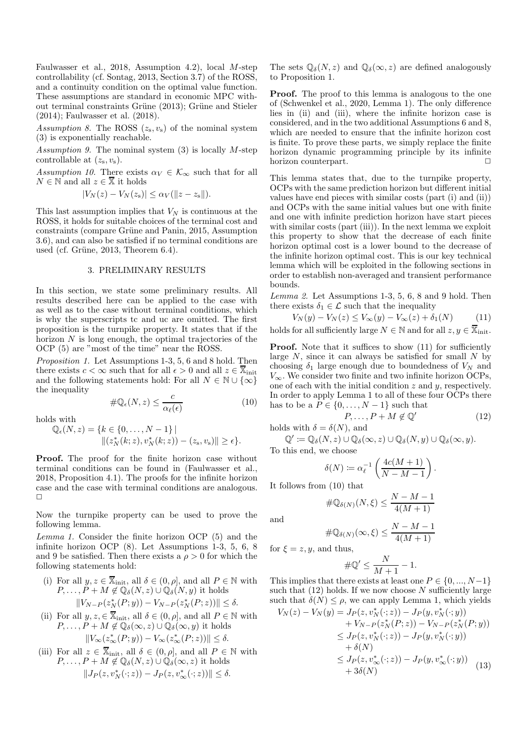Faulwasser et al., 2018, Assumption 4.2), local $M$-step controllability (cf. Sontag, 2013, Section 3.7) of the ROSS, and a continuity condition on the optimal value function. These assumptions are standard in economic MPC without terminal constraints Grüne (2013); Grüne and Stieler (2014); Faulwasser et al. (2018).

*Assumption 8.* The ROSS $(z_{\mathrm{s}}, v_{\mathrm{s}})$ of the nominal system (3) is exponentially reachable.

*Assumption 9.* The nominal system (3) is locally $M$-step controllable at $(z_{\mathrm{s}}, v_{\mathrm{s}})$.

*Assumption 10.* There exists $\alpha_V \in \mathcal{K}_\infty$ such that for all $N \in \mathbb{N}$ and all $z \in \overline{\mathbb{X}}$ it holds

$$|V_N(z) - V_N(z_{\mathrm{s}})| \leq \alpha_V(\|z - z_{\mathrm{s}}\|).$$

This last assumption implies that $V_N$ is continuous at the ROSS, it holds for suitable choices of the terminal cost and constraints (compare Grüne and Panin, 2015, Assumption 3.6), and can also be satisfied if no terminal conditions are used (cf. Grüne, 2013, Theorem 6.4).

## 3. PRELIMINARY RESULTS

In this section, we state some preliminary results. All results described here can be applied to the case with as well as to the case without terminal conditions, which is why the superscripts tc and uc are omitted. The first proposition is the turnpike property. It states that if the horizon $N$ is long enough, the optimal trajectories of the OCP (5) are "most of the time" near the ROSS.

*Proposition 1.* Let Assumptions 1-3, 5, 6 and 8 hold. Then there exists $c < \infty$ such that for all $\epsilon > 0$ and all $z \in \overline{\mathbb{X}}_{\mathrm{init}}$ and the following statements hold: For all $N \in \mathbb{N} \cup \{\infty\}$ the inequality

$$\#\mathbb{Q}_\epsilon(N, z) \leq \frac{c}{\alpha_\ell(\epsilon)} \tag{10}$$

holds with

$$\mathbb{Q}_\epsilon(N, z) = \{k \in \{0, \ldots, N-1\} \mid \|(z_N^*(k; z), v_N^*(k; z)) - (z_{\mathrm{s}}, v_{\mathrm{s}})\| \geq \epsilon\}.$$

**Proof.** The proof for the finite horizon case without terminal conditions can be found in (Faulwasser et al., 2018, Proposition 4.1). The proofs for the infinite horizon case and the case with terminal conditions are analogous. $\square$

Now the turnpike property can be used to prove the following lemma.

*Lemma 1.* Consider the finite horizon OCP (5) and the infinite horizon OCP (8). Let Assumptions 1-3, 5, 6, 8 and 9 be satisfied. Then there exists a $\rho > 0$ for which the following statements hold:

(i) For all $y, z \in \overline{\mathbb{X}}_{\mathrm{init}}$, all $\delta \in (0, \rho]$, and all $P \in \mathbb{N}$ with $P, \ldots, P + M \notin \mathbb{Q}_\delta(N, z) \cup \mathbb{Q}_\delta(N, y)$ it holds

$$\|V_{N-P}(z_N^*(P; y)) - V_{N-P}(z_N^*(P; z))\| \leq \delta.$$

(ii) For all $y, z, \in \overline{\mathbb{X}}_{\mathrm{init}}$, all $\delta \in (0, \rho]$, and all $P \in \mathbb{N}$ with $P, \ldots, P + M \notin \mathbb{Q}_\delta(\infty, z) \cup \mathbb{Q}_\delta(\infty, y)$ it holds

$$\|V_\infty(z_\infty^*(P; y)) - V_\infty(z_\infty^*(P; z))\| \leq \delta.$$

(iii) For all $z \in \overline{\mathbb{X}}_{\mathrm{init}}$, all $\delta \in (0, \rho]$, and all $P \in \mathbb{N}$ with $P, \ldots, P + M \notin \mathbb{Q}_\delta(N, z) \cup \mathbb{Q}_\delta(\infty, z)$ it holds

$$\|J_P(z, v_N^*(\cdot; z)) - J_P(z, v_\infty^*(\cdot; z))\| \leq \delta.$$

The sets $\mathbb{Q}_\delta(N, z)$ and $\mathbb{Q}_\delta(\infty, z)$ are defined analogously to Proposition 1.

**Proof.** The proof to this lemma is analogous to the one of (Schwenkel et al., 2020, Lemma 1). The only difference lies in (ii) and (iii), where the infinite horizon case is considered, and in the two additional Assumptions 6 and 8, which are needed to ensure that the infinite horizon cost is finite. To prove these parts, we simply replace the finite horizon dynamic programming principle by its infinite horizon counterpart. $\square$

This lemma states that, due to the turnpike property, OCPs with the same prediction horizon but different initial values have end pieces with similar costs (part (i) and (ii)) and OCPs with the same initial values but one with finite and one with infinite prediction horizon have start pieces with similar costs (part (iii)). In the next lemma we exploit this property to show that the decrease of each finite horizon optimal cost is a lower bound to the decrease of the infinite horizon optimal cost. This is our key technical lemma which will be exploited in the following sections in order to establish non-averaged and transient performance bounds.

*Lemma 2.* Let Assumptions 1-3, 5, 6, 8 and 9 hold. Then there exists $\delta_1 \in \mathcal{L}$ such that the inequality

$$V_N(y) - V_N(z) \leq V_\infty(y) - V_\infty(z) + \delta_1(N) \tag{11}$$

holds for all sufficiently large $N \in \mathbb{N}$ and for all $z, y \in \overline{\mathbb{X}}_{\mathrm{init}}$.

**Proof.** Note that it suffices to show (11) for sufficiently large $N$, since it can always be satisfied for small $N$ by choosing $\delta_1$ large enough due to boundedness of $V_N$ and $V_\infty$. We consider two finite and two infinite horizon OCPs, one of each with the initial condition $z$ and $y$, respectively. In order to apply Lemma 1 to all of these four OCPs there has to be a $P \in \{0, \ldots, N-1\}$ such that

$$P, \ldots, P + M \notin \mathbb{Q}' \tag{12}$$

holds with $\delta = \delta(N)$, and

$$\mathbb{Q}' \coloneqq \mathbb{Q}_\delta(N, z) \cup \mathbb{Q}_\delta(\infty, z) \cup \mathbb{Q}_\delta(N, y) \cup \mathbb{Q}_\delta(\infty, y).$$

To this end, we choose

$$\delta(N) \coloneqq \alpha_\ell^{-1}\left(\frac{4c(M+1)}{N - M - 1}\right).$$

It follows from (10) that

$$\#\mathbb{Q}_{\delta(N)}(N, \xi) \leq \frac{N - M - 1}{4(M+1)}$$

and

$$\#\mathbb{Q}_{\delta(N)}(\infty, \xi) \leq \frac{N - M - 1}{4(M+1)}$$

for $\xi = z, y$, and thus,

$$\#\mathbb{Q}' \leq \frac{N}{M+1} - 1.$$

This implies that there exists at least one $P \in \{0, ..., N-1\}$ such that (12) holds. If we now choose $N$ sufficiently large such that $\delta(N) \leq \rho$, we can apply Lemma 1, which yields

$$\begin{aligned}
V_N(z) - V_N(y) &= J_P(z, v_N^*(\cdot; z)) - J_P(y, v_N^*(\cdot; y)) \\
&\quad + V_{N-P}(z_N^*(P; z)) - V_{N-P}(z_N^*(P; y)) \\
&\leq J_P(z, v_N^*(\cdot; z)) - J_P(y, v_N^*(\cdot; y)) \\
&\quad + \delta(N) \\
&\leq J_P(z, v_\infty^*(\cdot; z)) - J_P(y, v_\infty^*(\cdot; y)) \\
&\quad + 3\delta(N)
\end{aligned} \tag{13}$$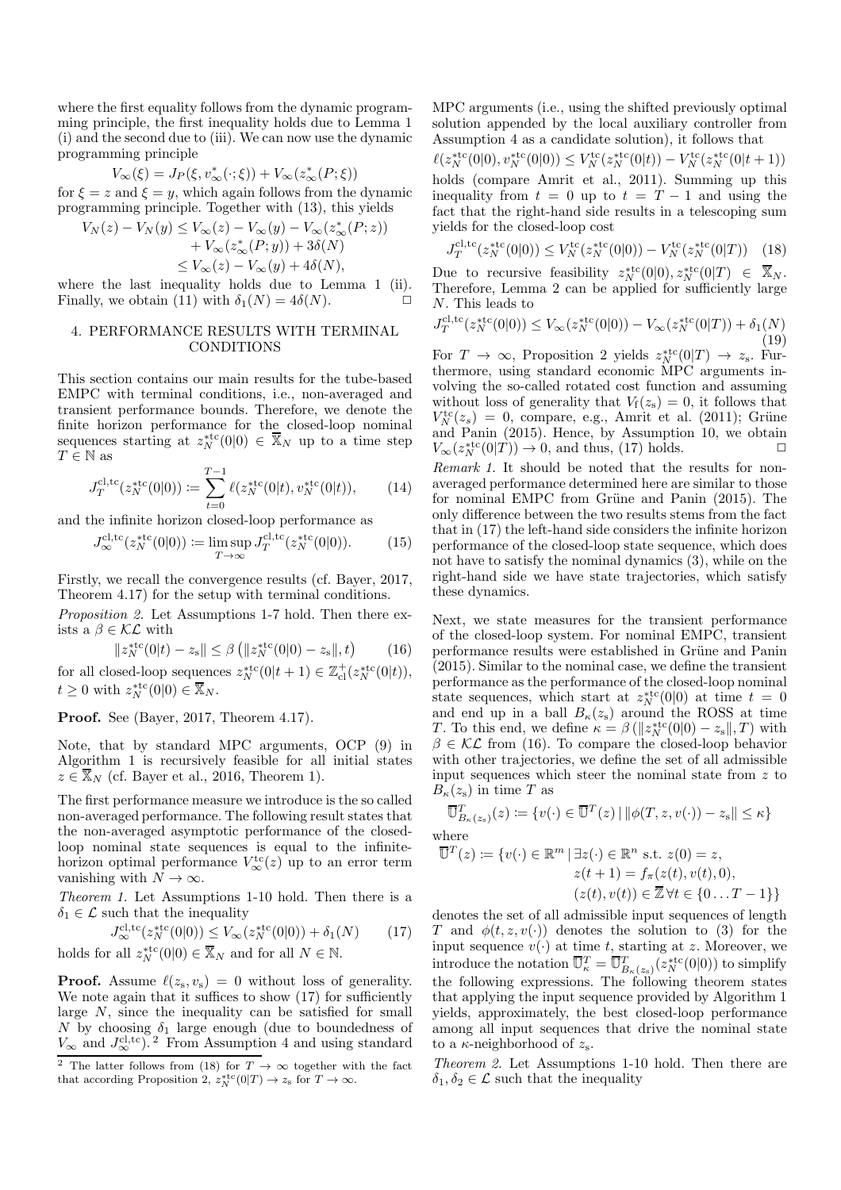where the first equality follows from the dynamic programming principle, the first inequality holds due to Lemma 1 (i) and the second due to (iii). We can now use the dynamic programming principle

$$V_\infty(\xi) = J_P(\xi, v^*_\infty(\cdot;\xi)) + V_\infty(z^*_\infty(P;\xi))$$

for $\xi = z$ and $\xi = y$, which again follows from the dynamic programming principle. Together with (13), this yields

$$\begin{aligned}V_N(z) - V_N(y) &\le V_\infty(z) - V_\infty(y) - V_\infty(z^*_\infty(P;z)) \\ &\quad + V_\infty(z^*_\infty(P;y)) + 3\delta(N) \\ &\le V_\infty(z) - V_\infty(y) + 4\delta(N),\end{aligned}$$

where the last inequality holds due to Lemma 1 (ii). Finally, we obtain (11) with $\delta_1(N) = 4\delta(N)$. $\square$

## 4. PERFORMANCE RESULTS WITH TERMINAL CONDITIONS

This section contains our main results for the tube-based EMPC with terminal conditions, i.e., non-averaged and transient performance bounds. Therefore, we denote the finite horizon performance for the closed-loop nominal sequences starting at $z^{*\mathrm{tc}}_N(0|0) \in \overline{\mathbb{X}}_N$ up to a time step $T \in \mathbb{N}$ as

$$J^{\mathrm{cl,tc}}_T(z^{*\mathrm{tc}}_N(0|0)) := \sum_{t=0}^{T-1} \ell(z^{*\mathrm{tc}}_N(0|t), v^{*\mathrm{tc}}_N(0|t)), \tag{14}$$

and the infinite horizon closed-loop performance as

$$J^{\mathrm{cl,tc}}_\infty(z^{*\mathrm{tc}}_N(0|0)) := \limsup_{T\to\infty} J^{\mathrm{cl,tc}}_T(z^{*\mathrm{tc}}_N(0|0)). \tag{15}$$

Firstly, we recall the convergence results (cf. Bayer, 2017, Theorem 4.17) for the setup with terminal conditions.

*Proposition 2.* Let Assumptions 1-7 hold. Then there exists a $\beta \in \mathcal{KL}$ with

$$\|z^{*\mathrm{tc}}_N(0|t) - z_{\mathrm{s}}\| \le \beta\left(\|z^{*\mathrm{tc}}_N(0|0) - z_{\mathrm{s}}\|, t\right) \tag{16}$$

for all closed-loop sequences $z^{*\mathrm{tc}}_N(0|t+1) \in \mathbb{Z}^+_{\mathrm{cl}}(z^{*\mathrm{tc}}_N(0|t))$, $t \ge 0$ with $z^{*\mathrm{tc}}_N(0|0) \in \overline{\mathbb{X}}_N$.

**Proof.** See (Bayer, 2017, Theorem 4.17).

Note, that by standard MPC arguments, OCP (9) in Algorithm 1 is recursively feasible for all initial states $z \in \overline{\mathbb{X}}_N$ (cf. Bayer et al., 2016, Theorem 1).

The first performance measure we introduce is the so called non-averaged performance. The following result states that the non-averaged asymptotic performance of the closed-loop nominal state sequences is equal to the infinite-horizon optimal performance $V^{\mathrm{tc}}_\infty(z)$ up to an error term vanishing with $N \to \infty$.

*Theorem 1.* Let Assumptions 1-10 hold. Then there is a $\delta_1 \in \mathcal{L}$ such that the inequality

$$J^{\mathrm{cl,tc}}_\infty(z^{*\mathrm{tc}}_N(0|0)) \le V_\infty(z^{*\mathrm{tc}}_N(0|0)) + \delta_1(N) \tag{17}$$

holds for all $z^{*\mathrm{tc}}_N(0|0) \in \overline{\mathbb{X}}_N$ and for all $N \in \mathbb{N}$.

**Proof.** Assume $\ell(z_{\mathrm{s}}, v_{\mathrm{s}}) = 0$ without loss of generality. We note again that it suffices to show (17) for sufficiently large $N$, since the inequality can be satisfied for small $N$ by choosing $\delta_1$ large enough (due to boundedness of $V_\infty$ and $J^{\mathrm{cl,tc}}_\infty$).[2] From Assumption 4 and using standard MPC arguments (i.e., using the shifted previously optimal solution appended by the local auxiliary controller from Assumption 4 as a candidate solution), it follows that

$$\ell(z^{*\mathrm{tc}}_N(0|0), v^{*\mathrm{tc}}_N(0|0)) \le V^{\mathrm{tc}}_N(z^{*\mathrm{tc}}_N(0|t)) - V^{\mathrm{tc}}_N(z^{*\mathrm{tc}}_N(0|t+1))$$

holds (compare Amrit et al., 2011). Summing up this inequality from $t = 0$ up to $t = T-1$ and using the fact that the right-hand side results in a telescoping sum yields for the closed-loop cost

$$J^{\mathrm{cl,tc}}_T(z^{*\mathrm{tc}}_N(0|0)) \le V^{\mathrm{tc}}_N(z^{*\mathrm{tc}}_N(0|0)) - V^{\mathrm{tc}}_N(z^{*\mathrm{tc}}_N(0|T)) \tag{18}$$

Due to recursive feasibility $z^{*\mathrm{tc}}_N(0|0), z^{*\mathrm{tc}}_N(0|T) \in \overline{\mathbb{X}}_N$. Therefore, Lemma 2 can be applied for sufficiently large $N$. This leads to

$$J^{\mathrm{cl,tc}}_T(z^{*\mathrm{tc}}_N(0|0)) \le V_\infty(z^{*\mathrm{tc}}_N(0|0)) - V_\infty(z^{*\mathrm{tc}}_N(0|T)) + \delta_1(N) \tag{19}$$

For $T \to \infty$, Proposition 2 yields $z^{*\mathrm{tc}}_N(0|T) \to z_{\mathrm{s}}$. Furthermore, using standard economic MPC arguments involving the so-called rotated cost function and assuming without loss of generality that $V_{\mathrm{f}}(z_{\mathrm{s}}) = 0$, it follows that $V^{\mathrm{tc}}_N(z_{\mathrm{s}}) = 0$, compare, e.g., Amrit et al. (2011); Grüne and Panin (2015). Hence, by Assumption 10, we obtain $V_\infty(z^{*\mathrm{tc}}_N(0|T)) \to 0$, and thus, (17) holds. $\square$

*Remark 1.* It should be noted that the results for non-averaged performance determined here are similar to those for nominal EMPC from Grüne and Panin (2015). The only difference between the two results stems from the fact that in (17) the left-hand side considers the infinite horizon performance of the closed-loop state sequence, which does not have to satisfy the nominal dynamics (3), while on the right-hand side we have state trajectories, which satisfy these dynamics.

Next, we state measures for the transient performance of the closed-loop system. For nominal EMPC, transient performance results were established in Grüne and Panin (2015). Similar to the nominal case, we define the transient performance as the performance of the closed-loop nominal state sequences, which start at $z^{*\mathrm{tc}}_N(0|0)$ at time $t = 0$ and end up in a ball $B_\kappa(z_{\mathrm{s}})$ around the ROSS at time $T$. To this end, we define $\kappa = \beta(\|z^{*\mathrm{tc}}_N(0|0) - z_{\mathrm{s}}\|, T)$ with $\beta \in \mathcal{KL}$ from (16). To compare the closed-loop behavior with other trajectories, we define the set of all admissible input sequences which steer the nominal state from $z$ to $B_\kappa(z_{\mathrm{s}})$ in time $T$ as

$$\overline{\mathbb{U}}^T_{B_\kappa(z_{\mathrm{s}})}(z) := \{v(\cdot) \in \overline{\mathbb{U}}^T(z) \,|\, \|\phi(T, z, v(\cdot)) - z_{\mathrm{s}}\| \le \kappa\}$$

where

$$\begin{aligned}\overline{\mathbb{U}}^T(z) := \{v(\cdot) \in \mathbb{R}^m \,|\, \exists z(\cdot) \in \mathbb{R}^n \text{ s.t. } &z(0) = z, \\ &z(t+1) = f_\pi(z(t), v(t), 0), \\ &(z(t), v(t)) \in \overline{\mathbb{Z}} \,\forall t \in \{0 \ldots T-1\}\}\end{aligned}$$

denotes the set of all admissible input sequences of length $T$ and $\phi(t, z, v(\cdot))$ denotes the solution to (3) for the input sequence $v(\cdot)$ at time $t$, starting at $z$. Moreover, we introduce the notation $\overline{\mathbb{U}}^T_\kappa = \overline{\mathbb{U}}^T_{B_\kappa(z_{\mathrm{s}})}(z^{*\mathrm{tc}}_N(0|0))$ to simplify the following expressions. The following theorem states that applying the input sequence provided by Algorithm 1 yields, approximately, the best closed-loop performance among all input sequences that drive the nominal state to a $\kappa$-neighborhood of $z_{\mathrm{s}}$.

*Theorem 2.* Let Assumptions 1-10 hold. Then there are $\delta_1, \delta_2 \in \mathcal{L}$ such that the inequality

[2] The latter follows from (18) for $T \to \infty$ together with the fact that according Proposition 2, $z^{*\mathrm{tc}}_N(0|T) \to z_{\mathrm{s}}$ for $T \to \infty$.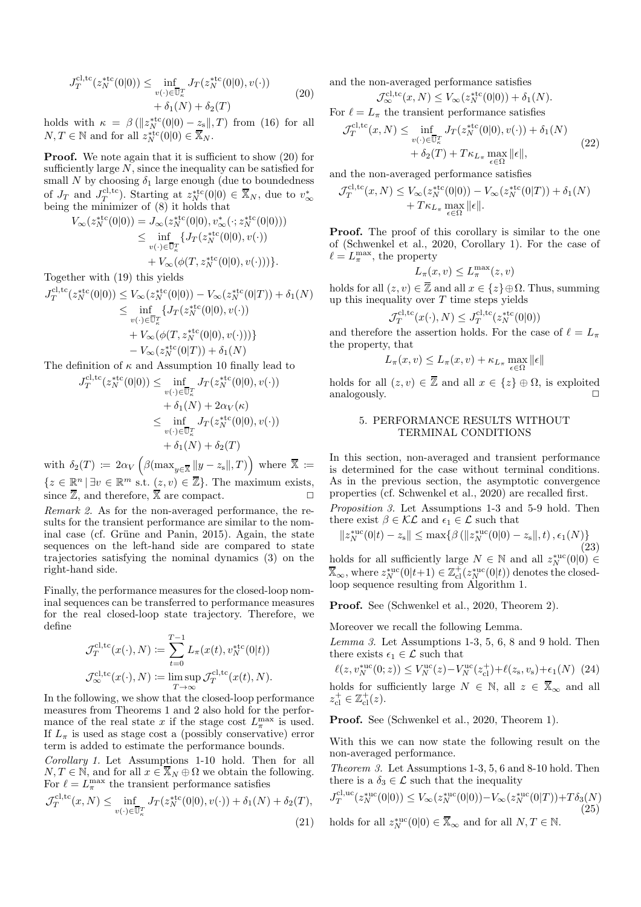$$
J_T^{\mathrm{cl,tc}}(z_N^{*\mathrm{tc}}(0|0)) \leq \inf_{v(\cdot)\in\overline{\mathbb{U}}_\kappa^T} J_T(z_N^{*\mathrm{tc}}(0|0), v(\cdot)) + \delta_1(N) + \delta_2(T) \tag{20}
$$

holds with $\kappa = \beta\left(\|z_N^{*\mathrm{tc}}(0|0) - z_\mathrm{s}\|, T\right)$ from (16) for all $N, T \in \mathbb{N}$ and for all $z_N^{*\mathrm{tc}}(0|0) \in \overline{\mathbb{X}}_N$.

**Proof.** We note again that it is sufficient to show (20) for sufficiently large $N$, since the inequality can be satisfied for small $N$ by choosing $\delta_1$ large enough (due to boundedness of $J_T$ and $J_T^{\mathrm{cl,tc}}$). Starting at $z_N^{*\mathrm{tc}}(0|0) \in \overline{\mathbb{X}}_N$, due to $v_\infty^*$ being the minimizer of (8) it holds that

$$
\begin{aligned}
V_\infty(z_N^{*\mathrm{tc}}(0|0)) &= J_\infty(z_N^{*\mathrm{tc}}(0|0), v_\infty^*(\cdot; z_N^{*\mathrm{tc}}(0|0))) \\
&\leq \inf_{v(\cdot)\in\overline{\mathbb{U}}_\kappa^T} \{J_T(z_N^{*\mathrm{tc}}(0|0), v(\cdot)) \\
&\quad + V_\infty(\phi(T, z_N^{*\mathrm{tc}}(0|0), v(\cdot)))\}.
\end{aligned}
$$

Together with (19) this yields

$$
\begin{aligned}
J_T^{\mathrm{cl,tc}}(z_N^{*\mathrm{tc}}(0|0)) &\leq V_\infty(z_N^{*\mathrm{tc}}(0|0)) - V_\infty(z_N^{*\mathrm{tc}}(0|T)) + \delta_1(N) \\
&\leq \inf_{v(\cdot)\in\overline{\mathbb{U}}_\kappa^T} \{J_T(z_N^{*\mathrm{tc}}(0|0), v(\cdot)) \\
&\quad + V_\infty(\phi(T, z_N^{*\mathrm{tc}}(0|0), v(\cdot)))\} \\
&\quad - V_\infty(z_N^{*\mathrm{tc}}(0|T)) + \delta_1(N)
\end{aligned}
$$

The definition of $\kappa$ and Assumption 10 finally lead to

$$
\begin{aligned}
J_T^{\mathrm{cl,tc}}(z_N^{*\mathrm{tc}}(0|0)) &\leq \inf_{v(\cdot)\in\overline{\mathbb{U}}_\kappa^T} J_T(z_N^{*\mathrm{tc}}(0|0), v(\cdot)) \\
&\quad + \delta_1(N) + 2\alpha_V(\kappa) \\
&\leq \inf_{v(\cdot)\in\overline{\mathbb{U}}_\kappa^T} J_T(z_N^{*\mathrm{tc}}(0|0), v(\cdot)) \\
&\quad + \delta_1(N) + \delta_2(T)
\end{aligned}
$$

with $\delta_2(T) := 2\alpha_V\left(\beta(\max_{y\in\overline{\mathbb{X}}} \|y - z_\mathrm{s}\|, T)\right)$ where $\overline{\mathbb{X}} := \{z \in \mathbb{R}^n \,|\, \exists v \in \mathbb{R}^m \text{ s.t. } (z, v) \in \overline{\mathbb{Z}}\}$. The maximum exists, since $\overline{\mathbb{Z}}$, and therefore, $\overline{\mathbb{X}}$ are compact. $\square$

*Remark 2.* As for the non-averaged performance, the results for the transient performance are similar to the nominal case (cf. Grüne and Panin, 2015). Again, the state sequences on the left-hand side are compared to state trajectories satisfying the nominal dynamics (3) on the right-hand side.

Finally, the performance measures for the closed-loop nominal sequences can be transferred to performance measures for the real closed-loop state trajectory. Therefore, we define

$$
\mathcal{J}_T^{\mathrm{cl,tc}}(x(\cdot), N) := \sum_{t=0}^{T-1} L_\pi(x(t), v_N^{*\mathrm{tc}}(0|t))
$$

$$
\mathcal{J}_\infty^{\mathrm{cl,tc}}(x(\cdot), N) := \limsup_{T\to\infty} \mathcal{J}_T^{\mathrm{cl,tc}}(x(t), N).
$$

In the following, we show that the closed-loop performance measures from Theorems 1 and 2 also hold for the performance of the real state $x$ if the stage cost $L_\pi^{\max}$ is used. If $L_\pi$ is used as stage cost a (possibly conservative) error term is added to estimate the performance bounds.

*Corollary 1.* Let Assumptions 1-10 hold. Then for all $N, T \in \mathbb{N}$, and for all $x \in \overline{\mathbb{X}}_N \oplus \Omega$ we obtain the following. For $\ell = L_\pi^{\max}$ the transient performance satisfies

$$
\mathcal{J}_T^{\mathrm{cl,tc}}(x, N) \leq \inf_{v(\cdot)\in\overline{\mathbb{U}}_\kappa^T} J_T(z_N^{*\mathrm{tc}}(0|0), v(\cdot)) + \delta_1(N) + \delta_2(T), \tag{21}
$$

and the non-averaged performance satisfies

$$
\mathcal{J}_\infty^{\mathrm{cl,tc}}(x, N) \leq V_\infty(z_N^{*\mathrm{tc}}(0|0)) + \delta_1(N).
$$

For $\ell = L_\pi$ the transient performance satisfies

$$
\begin{aligned}
\mathcal{J}_T^{\mathrm{cl,tc}}(x, N) \leq &\inf_{v(\cdot)\in\overline{\mathbb{U}}_\kappa^T} J_T(z_N^{*\mathrm{tc}}(0|0), v(\cdot)) + \delta_1(N) \\
&+ \delta_2(T) + T\kappa_{L_\pi} \max_{\epsilon\in\Omega} \|\epsilon\|,
\end{aligned} \tag{22}
$$

and the non-averaged performance satisfies

$$
\begin{aligned}
\mathcal{J}_T^{\mathrm{cl,tc}}(x, N) \leq &V_\infty(z_N^{*\mathrm{tc}}(0|0)) - V_\infty(z_N^{*\mathrm{tc}}(0|T)) + \delta_1(N) \\
&+ T\kappa_{L_\pi} \max_{\epsilon\in\Omega} \|\epsilon\|.
\end{aligned}
$$

**Proof.** The proof of this corollary is similar to the one of (Schwenkel et al., 2020, Corollary 1). For the case of $\ell = L_\pi^{\max}$, the property

$$
L_\pi(x, v) \leq L_\pi^{\max}(z, v)
$$

holds for all $(z, v) \in \overline{\mathbb{Z}}$ and all $x \in \{z\} \oplus \Omega$. Thus, summing up this inequality over $T$ time steps yields

$$
\mathcal{J}_T^{\mathrm{cl,tc}}(x(\cdot), N) \leq J_T^{\mathrm{cl,tc}}(z_N^{*\mathrm{tc}}(0|0))
$$

and therefore the assertion holds. For the case of $\ell = L_\pi$ the property, that

$$
L_\pi(x, v) \leq L_\pi(x, v) + \kappa_{L_\pi} \max_{\epsilon\in\Omega} \|\epsilon\|
$$

holds for all $(z, v) \in \overline{\mathbb{Z}}$ and all $x \in \{z\} \oplus \Omega$, is exploited analogously. $\square$

## 5. PERFORMANCE RESULTS WITHOUT TERMINAL CONDITIONS

In this section, non-averaged and transient performance is determined for the case without terminal conditions. As in the previous section, the asymptotic convergence properties (cf. Schwenkel et al., 2020) are recalled first.

*Proposition 3.* Let Assumptions 1-3 and 5-9 hold. Then there exist $\beta \in \mathcal{KL}$ and $\epsilon_1 \in \mathcal{L}$ such that

$$
\|z_N^{*\mathrm{uc}}(0|t) - z_\mathrm{s}\| \leq \max\{\beta\left(\|z_N^{*\mathrm{uc}}(0|0) - z_\mathrm{s}\|, t\right), \epsilon_1(N)\} \tag{23}
$$

holds for all sufficiently large $N \in \mathbb{N}$ and all $z_N^{*\mathrm{uc}}(0|0) \in \overline{\mathbb{X}}_\infty$, where $z_N^{*\mathrm{uc}}(0|t+1) \in \mathbb{Z}_{\mathrm{cl}}^+(z_N^{*\mathrm{uc}}(0|t))$ denotes the closed-loop sequence resulting from Algorithm 1.

**Proof.** See (Schwenkel et al., 2020, Theorem 2).

Moreover we recall the following Lemma.

*Lemma 3.* Let Assumptions 1-3, 5, 6, 8 and 9 hold. Then there exists $\epsilon_1 \in \mathcal{L}$ such that

$$
\ell(z, v_N^{*\mathrm{uc}}(0; z)) \leq V_N^{\mathrm{uc}}(z) - V_N^{\mathrm{uc}}(z_{\mathrm{cl}}^+) + \ell(z_\mathrm{s}, v_\mathrm{s}) + \epsilon_1(N) \tag{24}
$$

holds for sufficiently large $N \in \mathbb{N}$, all $z \in \overline{\mathbb{X}}_\infty$ and all $z_{\mathrm{cl}}^+ \in \mathbb{Z}_{\mathrm{cl}}^+(z)$.

**Proof.** See (Schwenkel et al., 2020, Theorem 1).

With this we can now state the following result on the non-averaged performance.

*Theorem 3.* Let Assumptions 1-3, 5, 6 and 8-10 hold. Then there is a $\delta_3 \in \mathcal{L}$ such that the inequality

$$
J_T^{\mathrm{cl,uc}}(z_N^{*\mathrm{uc}}(0|0)) \leq V_\infty(z_N^{*\mathrm{uc}}(0|0)) - V_\infty(z_N^{*\mathrm{uc}}(0|T)) + T\delta_3(N) \tag{25}
$$

holds for all $z_N^{*\mathrm{uc}}(0|0) \in \overline{\mathbb{X}}_\infty$ and for all $N, T \in \mathbb{N}$.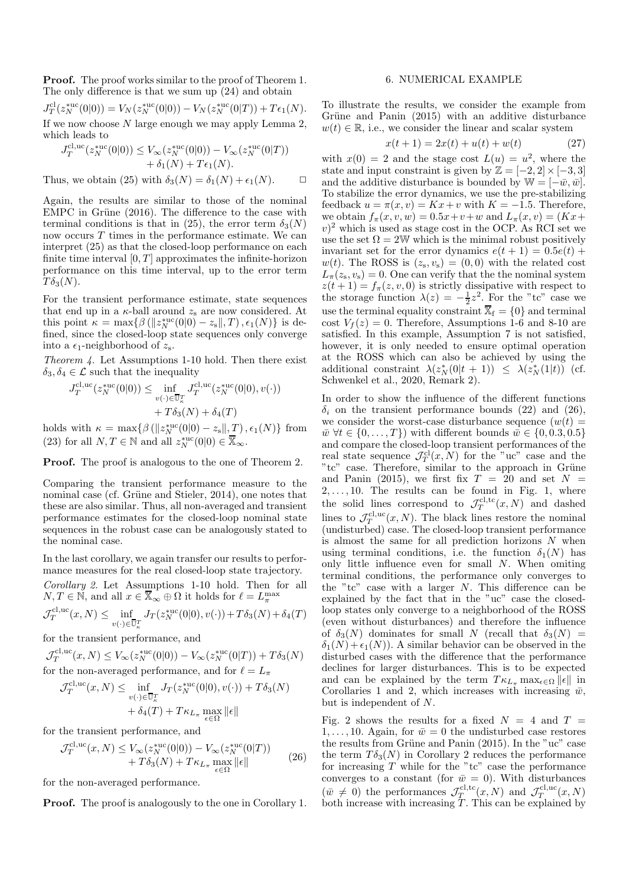**Proof.** The proof works similar to the proof of Theorem 1. The only difference is that we sum up (24) and obtain

$$J_T^{\mathrm{cl}}(z_N^{*\mathrm{uc}}(0|0)) = V_N(z_N^{*\mathrm{uc}}(0|0)) - V_N(z_N^{*\mathrm{uc}}(0|T)) + T\epsilon_1(N).$$

If we now choose $N$ large enough we may apply Lemma 2, which leads to

$$J_T^{\mathrm{cl,uc}}(z_N^{*\mathrm{uc}}(0|0)) \leq V_\infty(z_N^{*\mathrm{uc}}(0|0)) - V_\infty(z_N^{*\mathrm{uc}}(0|T)) + \delta_1(N) + T\epsilon_1(N).$$

Thus, we obtain (25) with $\delta_3(N) = \delta_1(N) + \epsilon_1(N)$. $\square$

Again, the results are similar to those of the nominal EMPC in Grüne (2016). The difference to the case with terminal conditions is that in (25), the error term $\delta_3(N)$ now occurs $T$ times in the performance estimate. We can interpret (25) as that the closed-loop performance on each finite time interval $[0, T]$ approximates the infinite-horizon performance on this time interval, up to the error term $T\delta_3(N)$.

For the transient performance estimate, state sequences that end up in a $\kappa$-ball around $z_\mathrm{s}$ are now considered. At this point $\kappa = \max\{\beta(\|z_N^{*\mathrm{uc}}(0|0) - z_\mathrm{s}\|, T), \epsilon_1(N)\}$ is defined, since the closed-loop state sequences only converge into a $\epsilon_1$-neighborhood of $z_\mathrm{s}$.

*Theorem 4.* Let Assumptions 1-10 hold. Then there exist $\delta_3, \delta_4 \in \mathcal{L}$ such that the inequality

$$J_T^{\mathrm{cl,uc}}(z_N^{*\mathrm{uc}}(0|0)) \leq \inf_{v(\cdot)\in\overline{\mathbb{U}}_\kappa^T} J_T^{\mathrm{cl,uc}}(z_N^{*\mathrm{uc}}(0|0), v(\cdot)) + T\delta_3(N) + \delta_4(T)$$

holds with $\kappa = \max\{\beta(\|z_N^{*\mathrm{uc}}(0|0) - z_\mathrm{s}\|, T), \epsilon_1(N)\}$ from (23) for all $N, T \in \mathbb{N}$ and all $z_N^{*\mathrm{uc}}(0|0) \in \overline{\mathbb{X}}_\infty$.

**Proof.** The proof is analogous to the one of Theorem 2.

Comparing the transient performance measure to the nominal case (cf. Grüne and Stieler, 2014), one notes that these are also similar. Thus, all non-averaged and transient performance estimates for the closed-loop nominal state sequences in the robust case can be analogously stated to the nominal case.

In the last corollary, we again transfer our results to performance measures for the real closed-loop state trajectory.

*Corollary 2.* Let Assumptions 1-10 hold. Then for all $N, T \in \mathbb{N}$, and all $x \in \overline{\mathbb{X}}_\infty \oplus \Omega$ it holds for $\ell = L_\pi^{\max}$

$$\mathcal{J}_T^{\mathrm{cl,uc}}(x, N) \leq \inf_{v(\cdot)\in\overline{\mathbb{U}}_\kappa^T} J_T(z_N^{*\mathrm{uc}}(0|0), v(\cdot)) + T\delta_3(N) + \delta_4(T)$$

for the transient performance, and

$$\mathcal{J}_T^{\mathrm{cl,uc}}(x, N) \leq V_\infty(z_N^{*\mathrm{uc}}(0|0)) - V_\infty(z_N^{*\mathrm{uc}}(0|T)) + T\delta_3(N)$$

for the non-averaged performance, and for $\ell = L_\pi$

$$\mathcal{J}_T^{\mathrm{cl,uc}}(x, N) \leq \inf_{v(\cdot)\in\overline{\mathbb{U}}_\kappa^T} J_T(z_N^{*\mathrm{uc}}(0|0), v(\cdot)) + T\delta_3(N) + \delta_4(T) + T\kappa_{L_\pi} \max_{\epsilon\in\Omega} \|\epsilon\|$$

for the transient performance, and

$$\mathcal{J}_T^{\mathrm{cl,uc}}(x, N) \leq V_\infty(z_N^{*\mathrm{uc}}(0|0)) - V_\infty(z_N^{*\mathrm{uc}}(0|T)) + T\delta_3(N) + T\kappa_{L_\pi} \max_{\epsilon\in\Omega} \|\epsilon\| \tag{26}$$

for the non-averaged performance.

**Proof.** The proof is analogously to the one in Corollary 1.

## 6. NUMERICAL EXAMPLE

To illustrate the results, we consider the example from Grüne and Panin (2015) with an additive disturbance $w(t) \in \mathbb{R}$, i.e., we consider the linear and scalar system

$$x(t+1) = 2x(t) + u(t) + w(t) \tag{27}$$

with $x(0) = 2$ and the stage cost $L(u) = u^2$, where the state and input constraint is given by $\mathbb{Z} = [-2, 2] \times [-3, 3]$ and the additive disturbance is bounded by $\mathbb{W} = [-\bar{w}, \bar{w}]$. To stabilize the error dynamics, we use the pre-stabilizing feedback $u = \pi(x, v) = Kx + v$ with $K = -1.5$. Therefore, we obtain $f_\pi(x, v, w) = 0.5x + v + w$ and $L_\pi(x, v) = (Kx + v)^2$ which is used as stage cost in the OCP. As RCI set we use the set $\Omega = 2\mathbb{W}$ which is the minimal robust positively invariant set for the error dynamics $e(t+1) = 0.5e(t) + w(t)$. The ROSS is $(z_\mathrm{s}, v_\mathrm{s}) = (0, 0)$ with the related cost $L_\pi(z_\mathrm{s}, v_\mathrm{s}) = 0$. One can verify that the the nominal system $z(t+1) = f_\pi(z, v, 0)$ is strictly dissipative with respect to the storage function $\lambda(z) = -\frac{1}{2}z^2$. For the "tc" case we use the terminal equality constraint $\overline{\mathbb{X}}_\mathrm{f} = \{0\}$ and terminal cost $V_f(z) = 0$. Therefore, Assumptions 1-6 and 8-10 are satisfied. In this example, Assumption 7 is not satisfied, however, it is only needed to ensure optimal operation at the ROSS which can also be achieved by using the additional constraint $\lambda(z_N^*(0|t+1)) \leq \lambda(z_N^*(1|t))$ (cf. Schwenkel et al., 2020, Remark 2).

In order to show the influence of the different functions $\delta_i$ on the transient performance bounds (22) and (26), we consider the worst-case disturbance sequence ($w(t) = \bar{w}\ \forall t \in \{0, \ldots, T\}$) with different bounds $\bar{w} \in \{0, 0.3, 0.5\}$ and compare the closed-loop transient performances of the real state sequence $\mathcal{J}_T^{\mathrm{cl}}(x, N)$ for the "uc" case and the "tc" case. Therefore, similar to the approach in Grüne and Panin (2015), we first fix $T = 20$ and set $N = 2, \ldots, 10$. The results can be found in Fig. 1, where the solid lines correspond to $\mathcal{J}_T^{\mathrm{cl,tc}}(x, N)$ and dashed lines to $\mathcal{J}_T^{\mathrm{cl,uc}}(x, N)$. The black lines restore the nominal (undisturbed) case. The closed-loop transient performance is almost the same for all prediction horizons $N$ when using terminal conditions, i.e. the function $\delta_1(N)$ has only little influence even for small $N$. When omiting terminal conditions, the performance only converges to the "tc" case with a larger $N$. This difference can be explained by the fact that in the "uc" case the closed-loop states only converge to a neighborhood of the ROSS (even without disturbances) and therefore the influence of $\delta_3(N)$ dominates for small $N$ (recall that $\delta_3(N) = \delta_1(N) + \epsilon_1(N)$). A similar behavior can be observed in the disturbed cases with the difference that the performance declines for larger disturbances. This is to be expected and can be explained by the term $T\kappa_{L_\pi} \max_{\epsilon\in\Omega} \|\epsilon\|$ in Corollaries 1 and 2, which increases with increasing $\bar{w}$, but is independent of $N$.

Fig. 2 shows the results for a fixed $N = 4$ and $T = 1, \ldots, 10$. Again, for $\bar{w} = 0$ the undisturbed case restores the results from Grüne and Panin (2015). In the "uc" case the term $T\delta_3(N)$ in Corollary 2 reduces the performance for increasing $T$ while for the "tc" case the performance converges to a constant (for $\bar{w} = 0$). With disturbances ($\bar{w} \neq 0$) the performances $\mathcal{J}_T^{\mathrm{cl,tc}}(x, N)$ and $\mathcal{J}_T^{\mathrm{cl,uc}}(x, N)$ both increase with increasing $T$. This can be explained by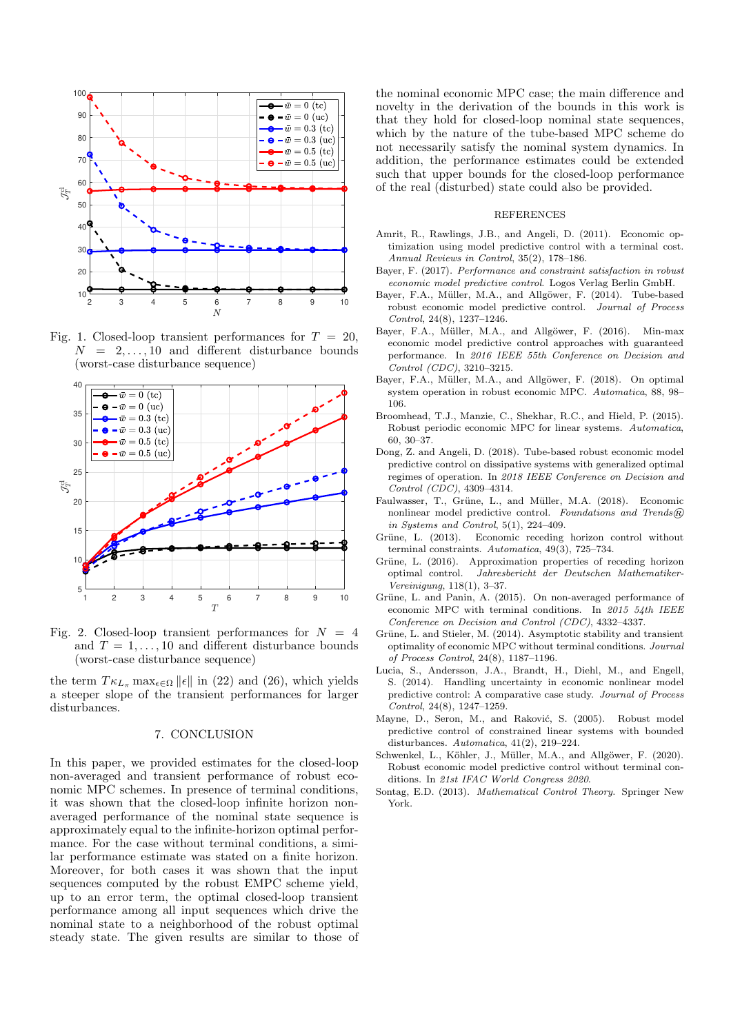100
90
80
70
60
50
40
30
20
10

2 3 4 5 6 7 8 9 10

$N$

$\mathcal{J}_T^{\mathrm{cl}}$

$\bar{w} = 0$ (tc)
$\bar{w} = 0$ (uc)
$\bar{w} = 0.3$ (tc)
$\bar{w} = 0.3$ (uc)
$\bar{w} = 0.5$ (tc)
$\bar{w} = 0.5$ (uc)

Fig. 1. Closed-loop transient performances for $T = 20$, $N = 2, \ldots, 10$ and different disturbance bounds (worst-case disturbance sequence)

40
35
30
25
20
15
10
5

1 2 3 4 5 6 7 8 9 10

$T$

$\mathcal{J}_T^{\mathrm{cl}}$

$\bar{w} = 0$ (tc)
$\bar{w} = 0$ (uc)
$\bar{w} = 0.3$ (tc)
$\bar{w} = 0.3$ (uc)
$\bar{w} = 0.5$ (tc)
$\bar{w} = 0.5$ (uc)

Fig. 2. Closed-loop transient performances for $N = 4$ and $T = 1, \ldots, 10$ and different disturbance bounds (worst-case disturbance sequence)

the term $T\kappa_{L_\pi} \max_{\epsilon \in \Omega} \|\epsilon\|$ in (22) and (26), which yields a steeper slope of the transient performances for larger disturbances.

## 7. CONCLUSION

In this paper, we provided estimates for the closed-loop non-averaged and transient performance of robust economic MPC schemes. In presence of terminal conditions, it was shown that the closed-loop infinite horizon non-averaged performance of the nominal state sequence is approximately equal to the infinite-horizon optimal performance. For the case without terminal conditions, a similar performance estimate was stated on a finite horizon. Moreover, for both cases it was shown that the input sequences computed by the robust EMPC scheme yield, up to an error term, the optimal closed-loop transient performance among all input sequences which drive the nominal state to a neighborhood of the robust optimal steady state. The given results are similar to those of the nominal economic MPC case; the main difference and novelty in the derivation of the bounds in this work is that they hold for closed-loop nominal state sequences, which by the nature of the tube-based MPC scheme do not necessarily satisfy the nominal system dynamics. In addition, the performance estimates could be extended such that upper bounds for the closed-loop performance of the real (disturbed) state could also be provided.

## REFERENCES

Amrit, R., Rawlings, J.B., and Angeli, D. (2011). Economic optimization using model predictive control with a terminal cost. *Annual Reviews in Control*, 35(2), 178–186.

Bayer, F. (2017). *Performance and constraint satisfaction in robust economic model predictive control*. Logos Verlag Berlin GmbH.

Bayer, F.A., Müller, M.A., and Allgöwer, F. (2014). Tube-based robust economic model predictive control. *Journal of Process Control*, 24(8), 1237–1246.

Bayer, F.A., Müller, M.A., and Allgöwer, F. (2016). Min-max economic model predictive control approaches with guaranteed performance. In *2016 IEEE 55th Conference on Decision and Control (CDC)*, 3210–3215.

Bayer, F.A., Müller, M.A., and Allgöwer, F. (2018). On optimal system operation in robust economic MPC. *Automatica*, 88, 98–106.

Broomhead, T.J., Manzie, C., Shekhar, R.C., and Hield, P. (2015). Robust periodic economic MPC for linear systems. *Automatica*, 60, 30–37.

Dong, Z. and Angeli, D. (2018). Tube-based robust economic model predictive control on dissipative systems with generalized optimal regimes of operation. In *2018 IEEE Conference on Decision and Control (CDC)*, 4309–4314.

Faulwasser, T., Grüne, L., and Müller, M.A. (2018). Economic nonlinear model predictive control. *Foundations and Trends® in Systems and Control*, 5(1), 224–409.

Grüne, L. (2013). Economic receding horizon control without terminal constraints. *Automatica*, 49(3), 725–734.

Grüne, L. (2016). Approximation properties of receding horizon optimal control. *Jahresbericht der Deutschen Mathematiker-Vereinigung*, 118(1), 3–37.

Grüne, L. and Panin, A. (2015). On non-averaged performance of economic MPC with terminal conditions. In *2015 54th IEEE Conference on Decision and Control (CDC)*, 4332–4337.

Grüne, L. and Stieler, M. (2014). Asymptotic stability and transient optimality of economic MPC without terminal conditions. *Journal of Process Control*, 24(8), 1187–1196.

Lucia, S., Andersson, J.A., Brandt, H., Diehl, M., and Engell, S. (2014). Handling uncertainty in economic nonlinear model predictive control: A comparative case study. *Journal of Process Control*, 24(8), 1247–1259.

Mayne, D., Seron, M., and Raković, S. (2005). Robust model predictive control of constrained linear systems with bounded disturbances. *Automatica*, 41(2), 219–224.

Schwenkel, L., Köhler, J., Müller, M.A., and Allgöwer, F. (2020). Robust economic model predictive control without terminal conditions. In *21st IFAC World Congress 2020*.

Sontag, E.D. (2013). *Mathematical Control Theory*. Springer New York.